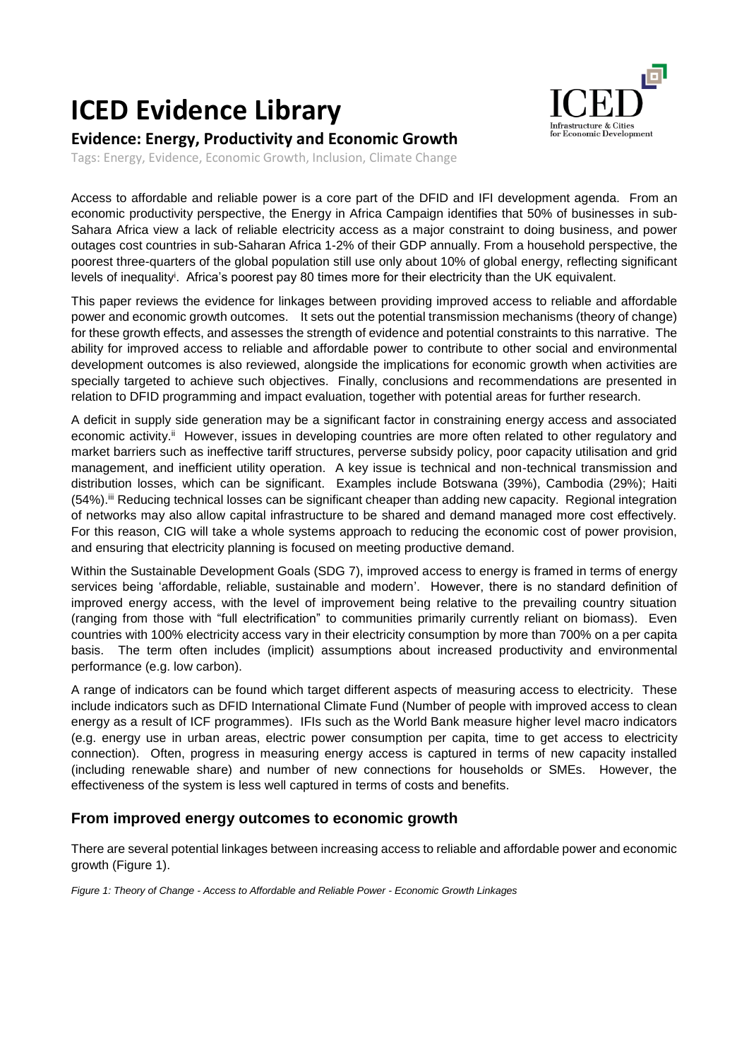# ICED Evidence Library

## Evidence: Energy, Productivity and Economic Growth

Tags: Energy, Evidence, Economic Growth, Inclusion, Climate Change

Access to affordable and reliable power is a core part of the DFID and IFI development agenda. From an economic productivity perspective, the Energy in Africa Campaign identifies that 50% of businesses in sub-Sahara Africa view a lack of reliable electricity access as a major constraint to doing business, and power outages cost countries in sub-Saharan Africa 1-2% of their GDP annually. From a household perspective, the poorest three-quarters of the global population still use only about 10% of global energy, reflecting significant levels of inequality[i]. Africa's poorest pay 80 times more for their electricity than the UK equivalent.

This paper reviews the evidence for linkages between providing improved access to reliable and affordable power and economic growth outcomes. It sets out the potential transmission mechanisms (theory of change) for these growth effects, and assesses the strength of evidence and potential constraints to this narrative. The ability for improved access to reliable and affordable power to contribute to other social and environmental development outcomes is also reviewed, alongside the implications for economic growth when activities are specially targeted to achieve such objectives. Finally, conclusions and recommendations are presented in relation to DFID programming and impact evaluation, together with potential areas for further research.

A deficit in supply side generation may be a significant factor in constraining energy access and associated economic activity.[ii] However, issues in developing countries are more often related to other regulatory and market barriers such as ineffective tariff structures, perverse subsidy policy, poor capacity utilisation and grid management, and inefficient utility operation. A key issue is technical and non-technical transmission and distribution losses, which can be significant. Examples include Botswana (39%), Cambodia (29%); Haiti (54%).[iii] Reducing technical losses can be significant cheaper than adding new capacity. Regional integration of networks may also allow capital infrastructure to be shared and demand managed more cost effectively. For this reason, CIG will take a whole systems approach to reducing the economic cost of power provision, and ensuring that electricity planning is focused on meeting productive demand.

Within the Sustainable Development Goals (SDG 7), improved access to energy is framed in terms of energy services being 'affordable, reliable, sustainable and modern'. However, there is no standard definition of improved energy access, with the level of improvement being relative to the prevailing country situation (ranging from those with "full electrification" to communities primarily currently reliant on biomass). Even countries with 100% electricity access vary in their electricity consumption by more than 700% on a per capita basis. The term often includes (implicit) assumptions about increased productivity and environmental performance (e.g. low carbon).

A range of indicators can be found which target different aspects of measuring access to electricity. These include indicators such as DFID International Climate Fund (Number of people with improved access to clean energy as a result of ICF programmes). IFIs such as the World Bank measure higher level macro indicators (e.g. energy use in urban areas, electric power consumption per capita, time to get access to electricity connection). Often, progress in measuring energy access is captured in terms of new capacity installed (including renewable share) and number of new connections for households or SMEs. However, the effectiveness of the system is less well captured in terms of costs and benefits.

## From improved energy outcomes to economic growth

There are several potential linkages between increasing access to reliable and affordable power and economic growth (Figure 1).

*Figure 1: Theory of Change - Access to Affordable and Reliable Power - Economic Growth Linkages*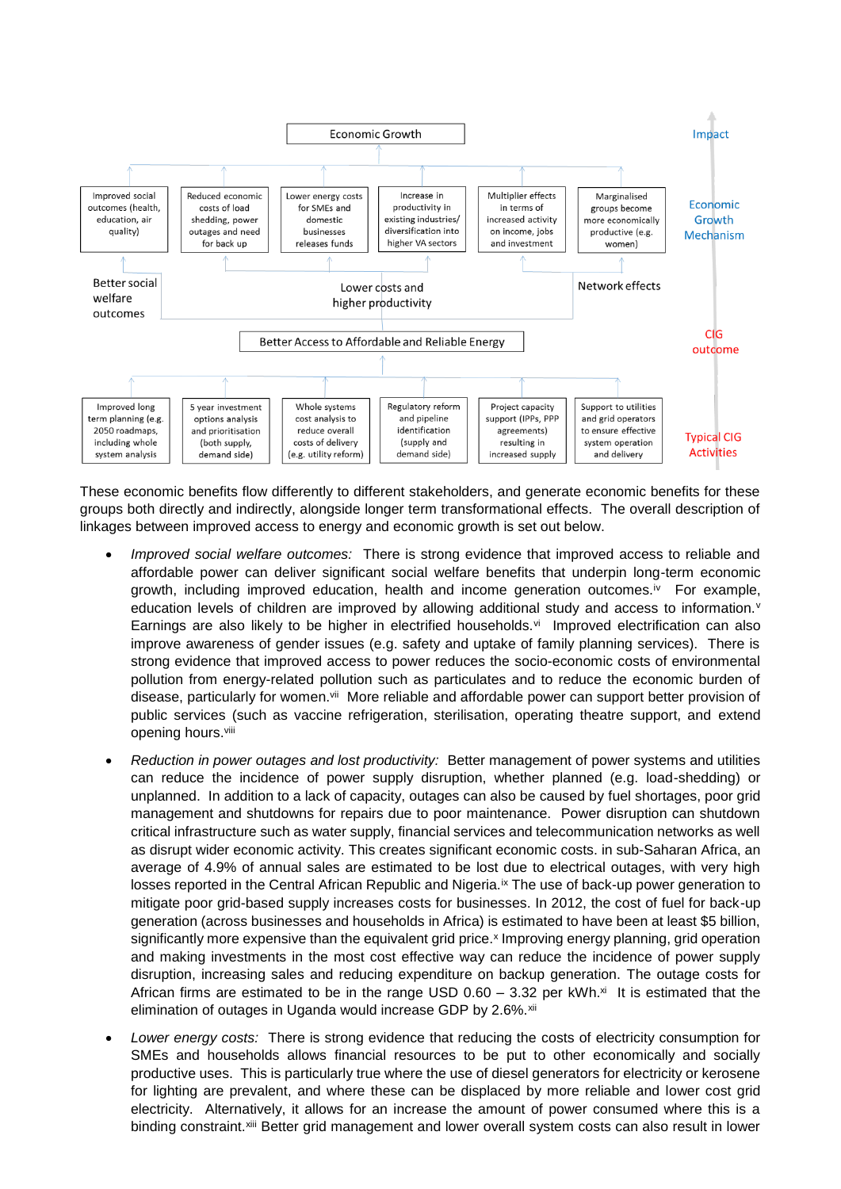Economic Growth

Impact

| Improved social outcomes (health, education, air quality) | Reduced economic costs of load shedding, power outages and need for back up | Lower energy costs for SMEs and domestic businesses releases funds | Increase in productivity in existing industries/ diversification into higher VA sectors | Multiplier effects in terms of increased activity on income, jobs and investment | Marginalised groups become more economically productive (e.g. women) |
|---|---|---|---|---|---|

Economic Growth Mechanism

Better social welfare outcomes — Lower costs and higher productivity — Network effects

Better Access to Affordable and Reliable Energy

CIG outcome

| Improved long term planning (e.g. 2050 roadmaps, including whole system analysis | 5 year investment options analysis and prioritisation (both supply, demand side) | Whole systems cost analysis to reduce overall costs of delivery (e.g. utility reform) | Regulatory reform and pipeline identification (supply and demand side) | Project capacity support (IPPs, PPP agreements) resulting in increased supply | Support to utilities and grid operators to ensure effective system operation and delivery |
|---|---|---|---|---|---|

Typical CIG Activities

These economic benefits flow differently to different stakeholders, and generate economic benefits for these groups both directly and indirectly, alongside longer term transformational effects. The overall description of linkages between improved access to energy and economic growth is set out below.

- *Improved social welfare outcomes:* There is strong evidence that improved access to reliable and affordable power can deliver significant social welfare benefits that underpin long-term economic growth, including improved education, health and income generation outcomes.[iv] For example, education levels of children are improved by allowing additional study and access to information.[v] Earnings are also likely to be higher in electrified households.[vi] Improved electrification can also improve awareness of gender issues (e.g. safety and uptake of family planning services). There is strong evidence that improved access to power reduces the socio-economic costs of environmental pollution from energy-related pollution such as particulates and to reduce the economic burden of disease, particularly for women.[vii] More reliable and affordable power can support better provision of public services (such as vaccine refrigeration, sterilisation, operating theatre support, and extend opening hours.[viii]

- *Reduction in power outages and lost productivity:* Better management of power systems and utilities can reduce the incidence of power supply disruption, whether planned (e.g. load-shedding) or unplanned. In addition to a lack of capacity, outages can also be caused by fuel shortages, poor grid management and shutdowns for repairs due to poor maintenance. Power disruption can shutdown critical infrastructure such as water supply, financial services and telecommunication networks as well as disrupt wider economic activity. This creates significant economic costs. in sub-Saharan Africa, an average of 4.9% of annual sales are estimated to be lost due to electrical outages, with very high losses reported in the Central African Republic and Nigeria.[ix] The use of back-up power generation to mitigate poor grid-based supply increases costs for businesses. In 2012, the cost of fuel for back-up generation (across businesses and households in Africa) is estimated to have been at least $5 billion, significantly more expensive than the equivalent grid price.[x] Improving energy planning, grid operation and making investments in the most cost effective way can reduce the incidence of power supply disruption, increasing sales and reducing expenditure on backup generation. The outage costs for African firms are estimated to be in the range USD 0.60 – 3.32 per kWh.[xi] It is estimated that the elimination of outages in Uganda would increase GDP by 2.6%.[xii]

- *Lower energy costs:* There is strong evidence that reducing the costs of electricity consumption for SMEs and households allows financial resources to be put to other economically and socially productive uses. This is particularly true where the use of diesel generators for electricity or kerosene for lighting are prevalent, and where these can be displaced by more reliable and lower cost grid electricity. Alternatively, it allows for an increase the amount of power consumed where this is a binding constraint.[xiii] Better grid management and lower overall system costs can also result in lower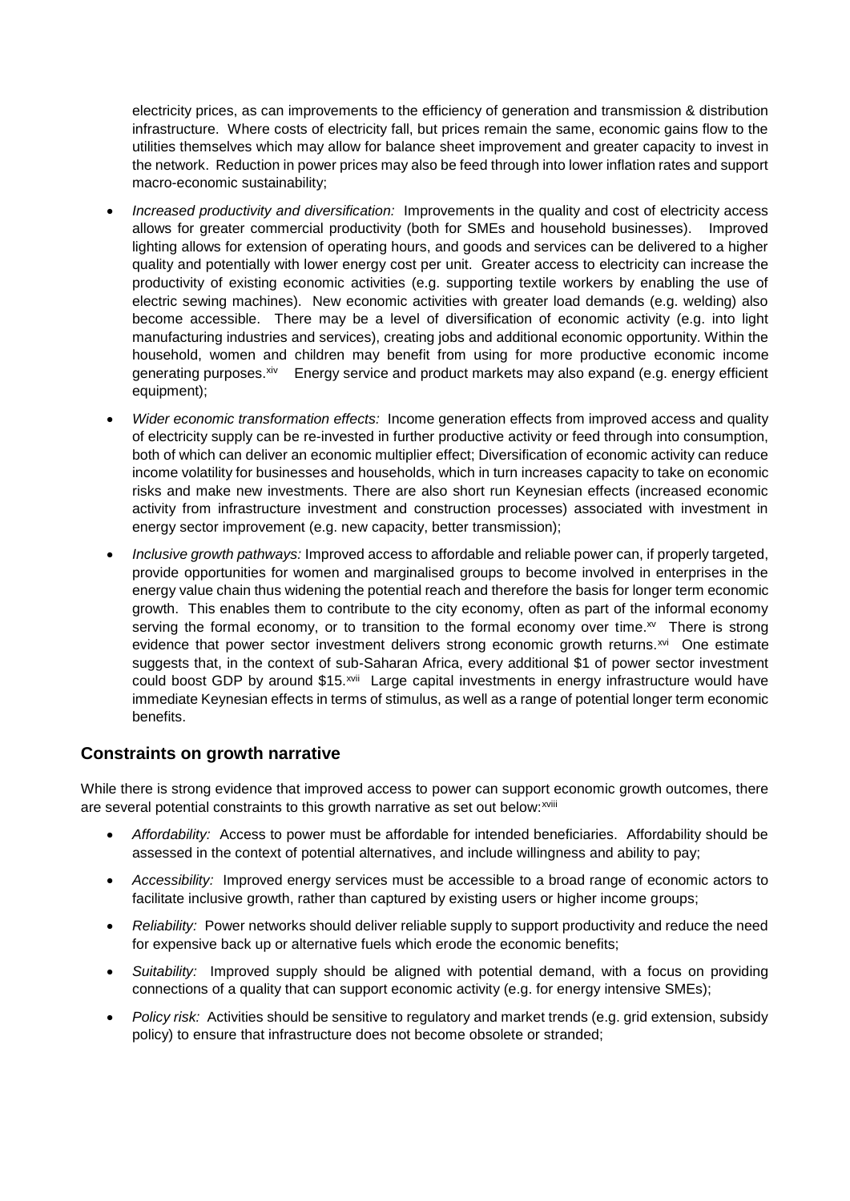electricity prices, as can improvements to the efficiency of generation and transmission & distribution infrastructure. Where costs of electricity fall, but prices remain the same, economic gains flow to the utilities themselves which may allow for balance sheet improvement and greater capacity to invest in the network. Reduction in power prices may also be feed through into lower inflation rates and support macro-economic sustainability;

- *Increased productivity and diversification:* Improvements in the quality and cost of electricity access allows for greater commercial productivity (both for SMEs and household businesses). Improved lighting allows for extension of operating hours, and goods and services can be delivered to a higher quality and potentially with lower energy cost per unit. Greater access to electricity can increase the productivity of existing economic activities (e.g. supporting textile workers by enabling the use of electric sewing machines). New economic activities with greater load demands (e.g. welding) also become accessible. There may be a level of diversification of economic activity (e.g. into light manufacturing industries and services), creating jobs and additional economic opportunity. Within the household, women and children may benefit from using for more productive economic income generating purposes.[xiv] Energy service and product markets may also expand (e.g. energy efficient equipment);
- *Wider economic transformation effects:* Income generation effects from improved access and quality of electricity supply can be re-invested in further productive activity or feed through into consumption, both of which can deliver an economic multiplier effect; Diversification of economic activity can reduce income volatility for businesses and households, which in turn increases capacity to take on economic risks and make new investments. There are also short run Keynesian effects (increased economic activity from infrastructure investment and construction processes) associated with investment in energy sector improvement (e.g. new capacity, better transmission);
- *Inclusive growth pathways:* Improved access to affordable and reliable power can, if properly targeted, provide opportunities for women and marginalised groups to become involved in enterprises in the energy value chain thus widening the potential reach and therefore the basis for longer term economic growth. This enables them to contribute to the city economy, often as part of the informal economy serving the formal economy, or to transition to the formal economy over time.[xv] There is strong evidence that power sector investment delivers strong economic growth returns.[xvi] One estimate suggests that, in the context of sub-Saharan Africa, every additional $1 of power sector investment could boost GDP by around $15.[xvii] Large capital investments in energy infrastructure would have immediate Keynesian effects in terms of stimulus, as well as a range of potential longer term economic benefits.

## Constraints on growth narrative

While there is strong evidence that improved access to power can support economic growth outcomes, there are several potential constraints to this growth narrative as set out below:[xviii]

- *Affordability:* Access to power must be affordable for intended beneficiaries. Affordability should be assessed in the context of potential alternatives, and include willingness and ability to pay;
- *Accessibility:* Improved energy services must be accessible to a broad range of economic actors to facilitate inclusive growth, rather than captured by existing users or higher income groups;
- *Reliability:* Power networks should deliver reliable supply to support productivity and reduce the need for expensive back up or alternative fuels which erode the economic benefits;
- *Suitability:* Improved supply should be aligned with potential demand, with a focus on providing connections of a quality that can support economic activity (e.g. for energy intensive SMEs);
- *Policy risk:* Activities should be sensitive to regulatory and market trends (e.g. grid extension, subsidy policy) to ensure that infrastructure does not become obsolete or stranded;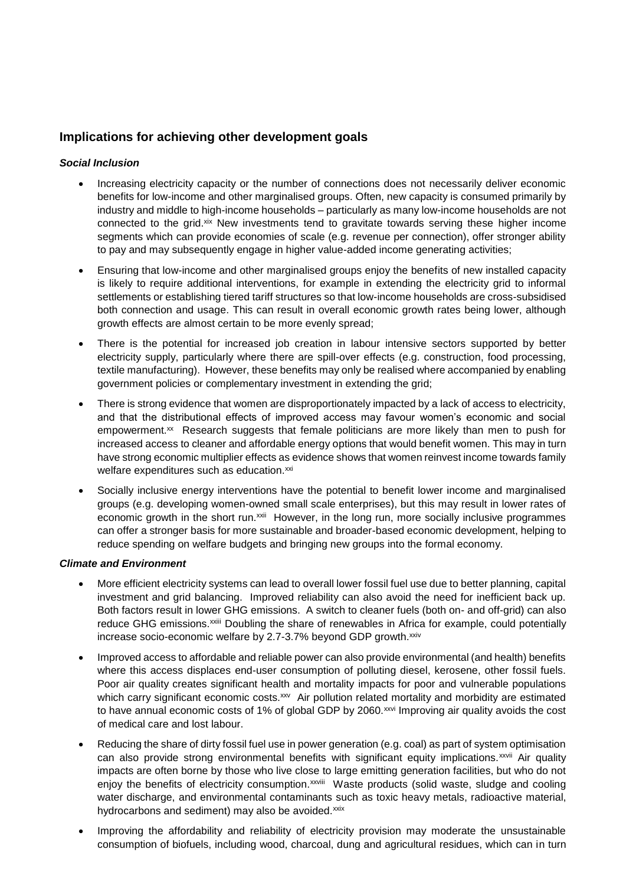## Implications for achieving other development goals

### *Social Inclusion*

- Increasing electricity capacity or the number of connections does not necessarily deliver economic benefits for low-income and other marginalised groups. Often, new capacity is consumed primarily by industry and middle to high-income households – particularly as many low-income households are not connected to the grid.[xix] New investments tend to gravitate towards serving these higher income segments which can provide economies of scale (e.g. revenue per connection), offer stronger ability to pay and may subsequently engage in higher value-added income generating activities;
- Ensuring that low-income and other marginalised groups enjoy the benefits of new installed capacity is likely to require additional interventions, for example in extending the electricity grid to informal settlements or establishing tiered tariff structures so that low-income households are cross-subsidised both connection and usage. This can result in overall economic growth rates being lower, although growth effects are almost certain to be more evenly spread;
- There is the potential for increased job creation in labour intensive sectors supported by better electricity supply, particularly where there are spill-over effects (e.g. construction, food processing, textile manufacturing). However, these benefits may only be realised where accompanied by enabling government policies or complementary investment in extending the grid;
- There is strong evidence that women are disproportionately impacted by a lack of access to electricity, and that the distributional effects of improved access may favour women's economic and social empowerment.[xx] Research suggests that female politicians are more likely than men to push for increased access to cleaner and affordable energy options that would benefit women. This may in turn have strong economic multiplier effects as evidence shows that women reinvest income towards family welfare expenditures such as education.[xxi]
- Socially inclusive energy interventions have the potential to benefit lower income and marginalised groups (e.g. developing women-owned small scale enterprises), but this may result in lower rates of economic growth in the short run.[xxii] However, in the long run, more socially inclusive programmes can offer a stronger basis for more sustainable and broader-based economic development, helping to reduce spending on welfare budgets and bringing new groups into the formal economy.

### *Climate and Environment*

- More efficient electricity systems can lead to overall lower fossil fuel use due to better planning, capital investment and grid balancing. Improved reliability can also avoid the need for inefficient back up. Both factors result in lower GHG emissions. A switch to cleaner fuels (both on- and off-grid) can also reduce GHG emissions.[xxiii] Doubling the share of renewables in Africa for example, could potentially increase socio-economic welfare by 2.7-3.7% beyond GDP growth.[xxiv]
- Improved access to affordable and reliable power can also provide environmental (and health) benefits where this access displaces end-user consumption of polluting diesel, kerosene, other fossil fuels. Poor air quality creates significant health and mortality impacts for poor and vulnerable populations which carry significant economic costs.[xxv] Air pollution related mortality and morbidity are estimated to have annual economic costs of 1% of global GDP by 2060.[xxvi] Improving air quality avoids the cost of medical care and lost labour.
- Reducing the share of dirty fossil fuel use in power generation (e.g. coal) as part of system optimisation can also provide strong environmental benefits with significant equity implications.[xxvii] Air quality impacts are often borne by those who live close to large emitting generation facilities, but who do not enjoy the benefits of electricity consumption.[xxviii] Waste products (solid waste, sludge and cooling water discharge, and environmental contaminants such as toxic heavy metals, radioactive material, hydrocarbons and sediment) may also be avoided.[xxix]
- Improving the affordability and reliability of electricity provision may moderate the unsustainable consumption of biofuels, including wood, charcoal, dung and agricultural residues, which can in turn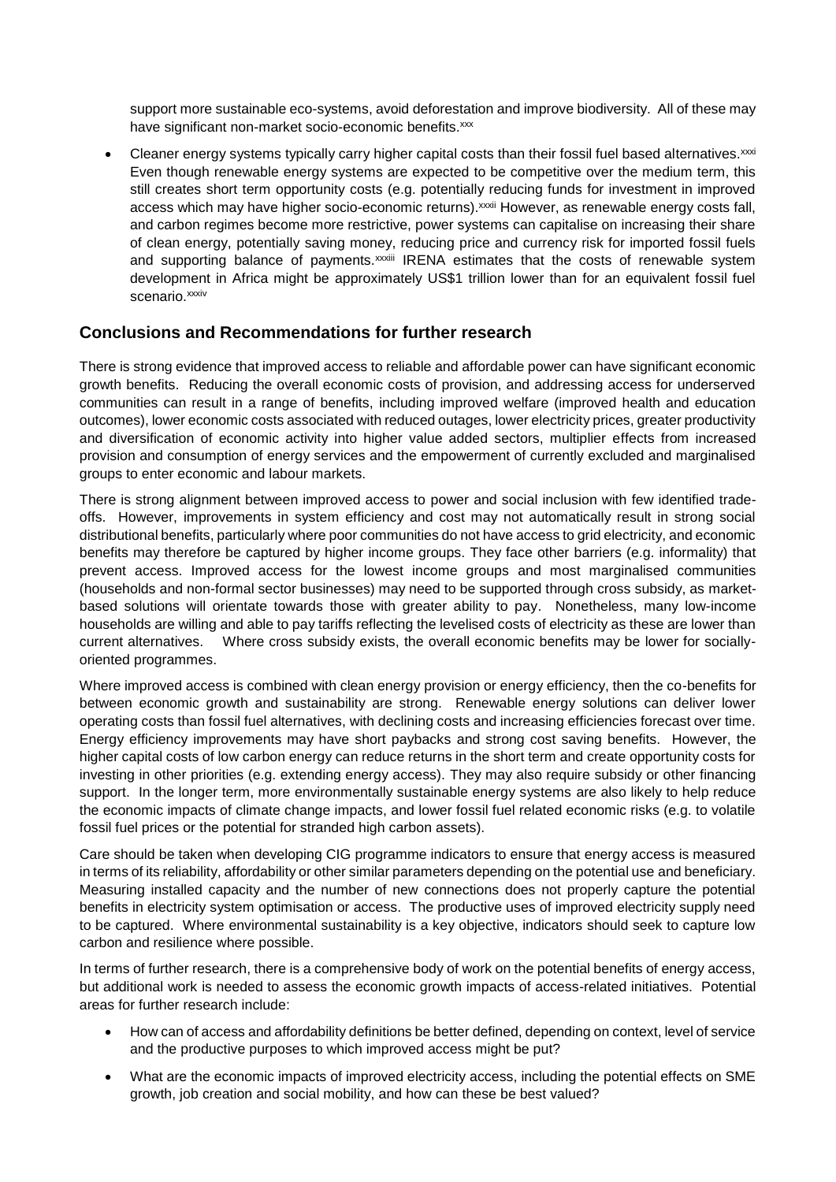support more sustainable eco-systems, avoid deforestation and improve biodiversity. All of these may have significant non-market socio-economic benefits.[xxx]

- Cleaner energy systems typically carry higher capital costs than their fossil fuel based alternatives.[xxxi] Even though renewable energy systems are expected to be competitive over the medium term, this still creates short term opportunity costs (e.g. potentially reducing funds for investment in improved access which may have higher socio-economic returns).[xxxii] However, as renewable energy costs fall, and carbon regimes become more restrictive, power systems can capitalise on increasing their share of clean energy, potentially saving money, reducing price and currency risk for imported fossil fuels and supporting balance of payments.[xxxiii] IRENA estimates that the costs of renewable system development in Africa might be approximately US$1 trillion lower than for an equivalent fossil fuel scenario.[xxxiv]

## Conclusions and Recommendations for further research

There is strong evidence that improved access to reliable and affordable power can have significant economic growth benefits. Reducing the overall economic costs of provision, and addressing access for underserved communities can result in a range of benefits, including improved welfare (improved health and education outcomes), lower economic costs associated with reduced outages, lower electricity prices, greater productivity and diversification of economic activity into higher value added sectors, multiplier effects from increased provision and consumption of energy services and the empowerment of currently excluded and marginalised groups to enter economic and labour markets.

There is strong alignment between improved access to power and social inclusion with few identified trade-offs. However, improvements in system efficiency and cost may not automatically result in strong social distributional benefits, particularly where poor communities do not have access to grid electricity, and economic benefits may therefore be captured by higher income groups. They face other barriers (e.g. informality) that prevent access. Improved access for the lowest income groups and most marginalised communities (households and non-formal sector businesses) may need to be supported through cross subsidy, as market-based solutions will orientate towards those with greater ability to pay. Nonetheless, many low-income households are willing and able to pay tariffs reflecting the levelised costs of electricity as these are lower than current alternatives. Where cross subsidy exists, the overall economic benefits may be lower for socially-oriented programmes.

Where improved access is combined with clean energy provision or energy efficiency, then the co-benefits for between economic growth and sustainability are strong. Renewable energy solutions can deliver lower operating costs than fossil fuel alternatives, with declining costs and increasing efficiencies forecast over time. Energy efficiency improvements may have short paybacks and strong cost saving benefits. However, the higher capital costs of low carbon energy can reduce returns in the short term and create opportunity costs for investing in other priorities (e.g. extending energy access). They may also require subsidy or other financing support. In the longer term, more environmentally sustainable energy systems are also likely to help reduce the economic impacts of climate change impacts, and lower fossil fuel related economic risks (e.g. to volatile fossil fuel prices or the potential for stranded high carbon assets).

Care should be taken when developing CIG programme indicators to ensure that energy access is measured in terms of its reliability, affordability or other similar parameters depending on the potential use and beneficiary. Measuring installed capacity and the number of new connections does not properly capture the potential benefits in electricity system optimisation or access. The productive uses of improved electricity supply need to be captured. Where environmental sustainability is a key objective, indicators should seek to capture low carbon and resilience where possible.

In terms of further research, there is a comprehensive body of work on the potential benefits of energy access, but additional work is needed to assess the economic growth impacts of access-related initiatives. Potential areas for further research include:

- How can of access and affordability definitions be better defined, depending on context, level of service and the productive purposes to which improved access might be put?
- What are the economic impacts of improved electricity access, including the potential effects on SME growth, job creation and social mobility, and how can these be best valued?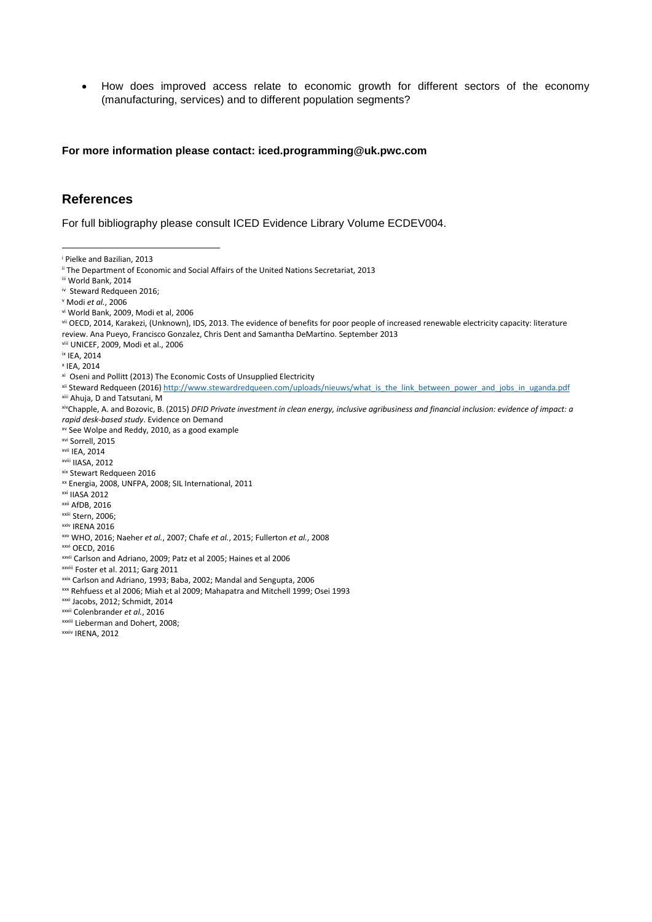- How does improved access relate to economic growth for different sectors of the economy (manufacturing, services) and to different population segments?

**For more information please contact: iced.programming@uk.pwc.com**

## References

For full bibliography please consult ICED Evidence Library Volume ECDEV004.

---

[i] Pielke and Bazilian, 2013

[ii] The Department of Economic and Social Affairs of the United Nations Secretariat, 2013

[iii] World Bank, 2014

[iv] Steward Redqueen 2016;

[v] Modi *et al.*, 2006

[vi] World Bank, 2009, Modi et al, 2006

[vii] OECD, 2014, Karakezi, (Unknown), IDS, 2013. The evidence of benefits for poor people of increased renewable electricity capacity: literature review. Ana Pueyo, Francisco Gonzalez, Chris Dent and Samantha DeMartino. September 2013

[viii] UNICEF, 2009, Modi et al., 2006

[ix] IEA, 2014

[x] IEA, 2014

[xi] Oseni and Pollitt (2013) The Economic Costs of Unsupplied Electricity

[xii] Steward Redqueen (2016) http://www.stewardredqueen.com/uploads/nieuws/what_is_the_link_between_power_and_jobs_in_uganda.pdf

[xiii] Ahuja, D and Tatsutani, M

[xiv] Chapple, A. and Bozovic, B. (2015) *DFID Private investment in clean energy, inclusive agribusiness and financial inclusion: evidence of impact: a rapid desk-based study*. Evidence on Demand

[xv] See Wolpe and Reddy, 2010, as a good example

[xvi] Sorrell, 2015

[xvii] IEA, 2014

[xviii] IIASA, 2012

[xix] Stewart Redqueen 2016

[xx] Energia, 2008, UNFPA, 2008; SIL International, 2011

[xxi] IIASA 2012

[xxii] AfDB, 2016

[xxiii] Stern, 2006;

[xxiv] IRENA 2016

[xxv] WHO, 2016; Naeher *et al.*, 2007; Chafe *et al.*, 2015; Fullerton *et al.*, 2008

[xxvi] OECD, 2016

[xxvii] Carlson and Adriano, 2009; Patz et al 2005; Haines et al 2006

[xxviii] Foster et al. 2011; Garg 2011

[xxix] Carlson and Adriano, 1993; Baba, 2002; Mandal and Sengupta, 2006

[xxx] Rehfuess et al 2006; Miah et al 2009; Mahapatra and Mitchell 1999; Osei 1993

[xxxi] Jacobs, 2012; Schmidt, 2014

[xxxii] Colenbrander *et al.*, 2016

[xxxiii] Lieberman and Dohert, 2008;

[xxxiv] IRENA, 2012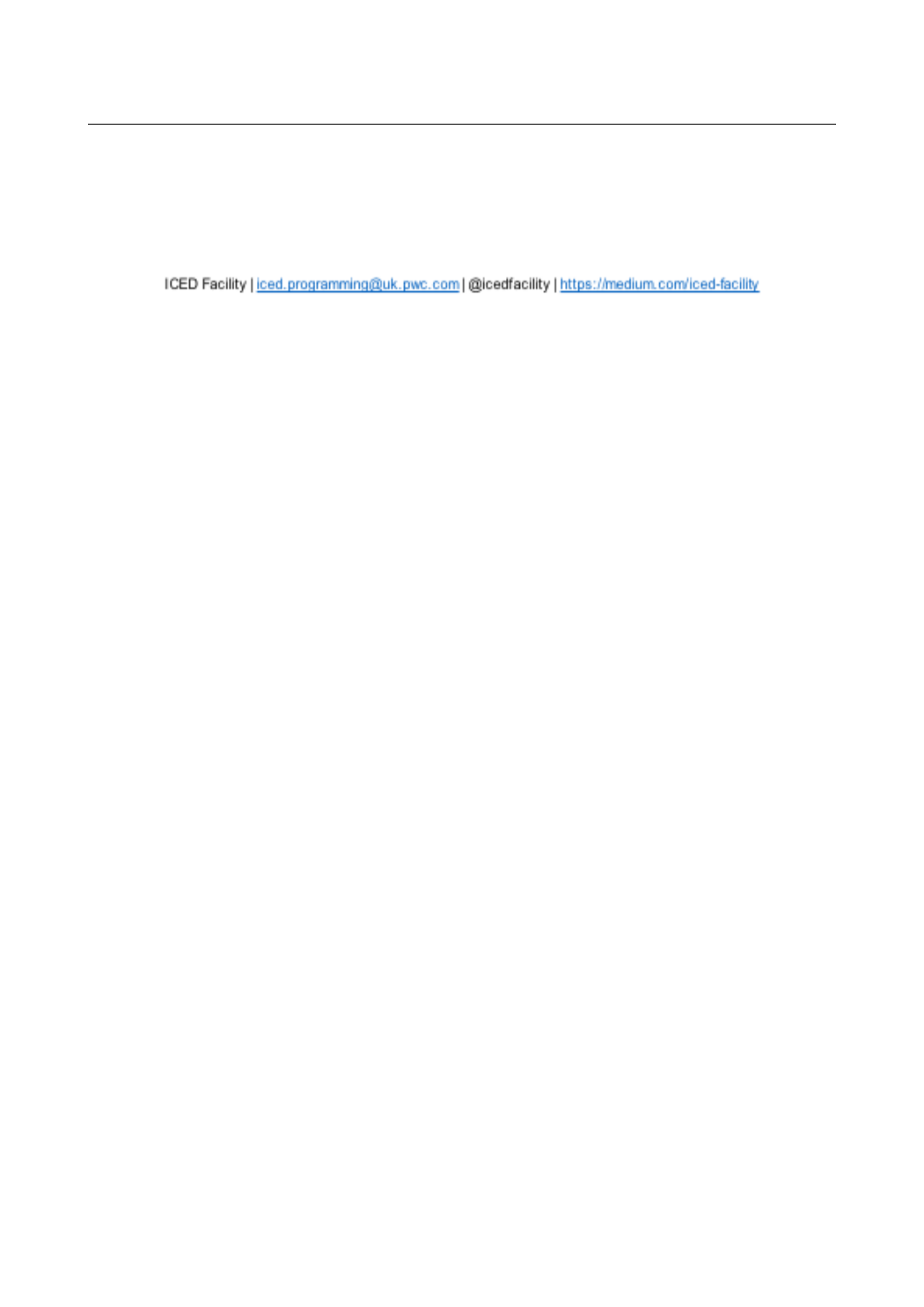ICED Facility | iced.programming@uk.pwc.com | @icedfacility | https://medium.com/iced-facility